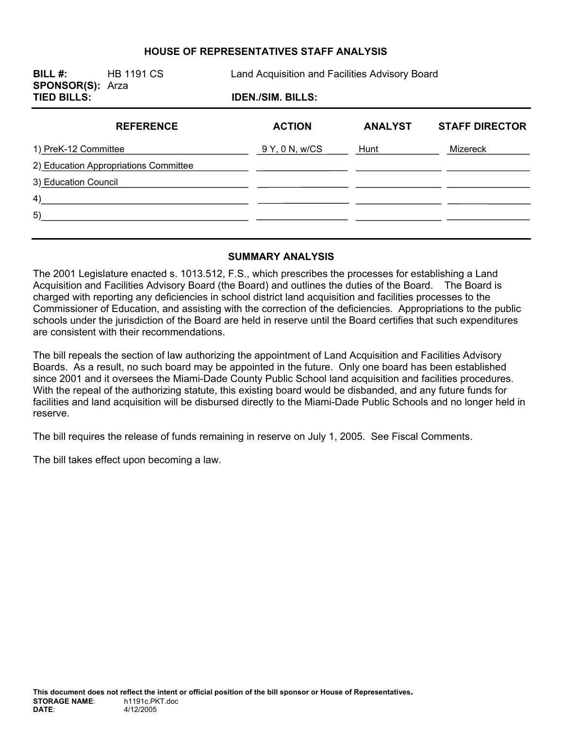# HOUSE OF REPRESENTATIVES STAFF ANALYSIS

**BILL #:** HB 1191 CS &nbsp;&nbsp;&nbsp;&nbsp; Land Acquisition and Facilities Advisory Board

**SPONSOR(S):** Arza

**TIED BILLS:** &nbsp;&nbsp;&nbsp;&nbsp; **IDEN./SIM. BILLS:**

| REFERENCE | ACTION | ANALYST | STAFF DIRECTOR |
|---|---|---|---|
| 1) PreK-12 Committee | 9 Y, 0 N, w/CS | Hunt | Mizereck |
| 2) Education Appropriations Committee | | | |
| 3) Education Council | | | |
| 4) | | | |
| 5) | | | |

## SUMMARY ANALYSIS

The 2001 Legislature enacted s. 1013.512, F.S., which prescribes the processes for establishing a Land Acquisition and Facilities Advisory Board (the Board) and outlines the duties of the Board. The Board is charged with reporting any deficiencies in school district land acquisition and facilities processes to the Commissioner of Education, and assisting with the correction of the deficiencies. Appropriations to the public schools under the jurisdiction of the Board are held in reserve until the Board certifies that such expenditures are consistent with their recommendations.

The bill repeals the section of law authorizing the appointment of Land Acquisition and Facilities Advisory Boards. As a result, no such board may be appointed in the future. Only one board has been established since 2001 and it oversees the Miami-Dade County Public School land acquisition and facilities procedures. With the repeal of the authorizing statute, this existing board would be disbanded, and any future funds for facilities and land acquisition will be disbursed directly to the Miami-Dade Public Schools and no longer held in reserve.

The bill requires the release of funds remaining in reserve on July 1, 2005. See Fiscal Comments.

The bill takes effect upon becoming a law.

**This document does not reflect the intent or official position of the bill sponsor or House of Representatives.**

**STORAGE NAME**: h1191c.PKT.doc

**DATE**: 4/12/2005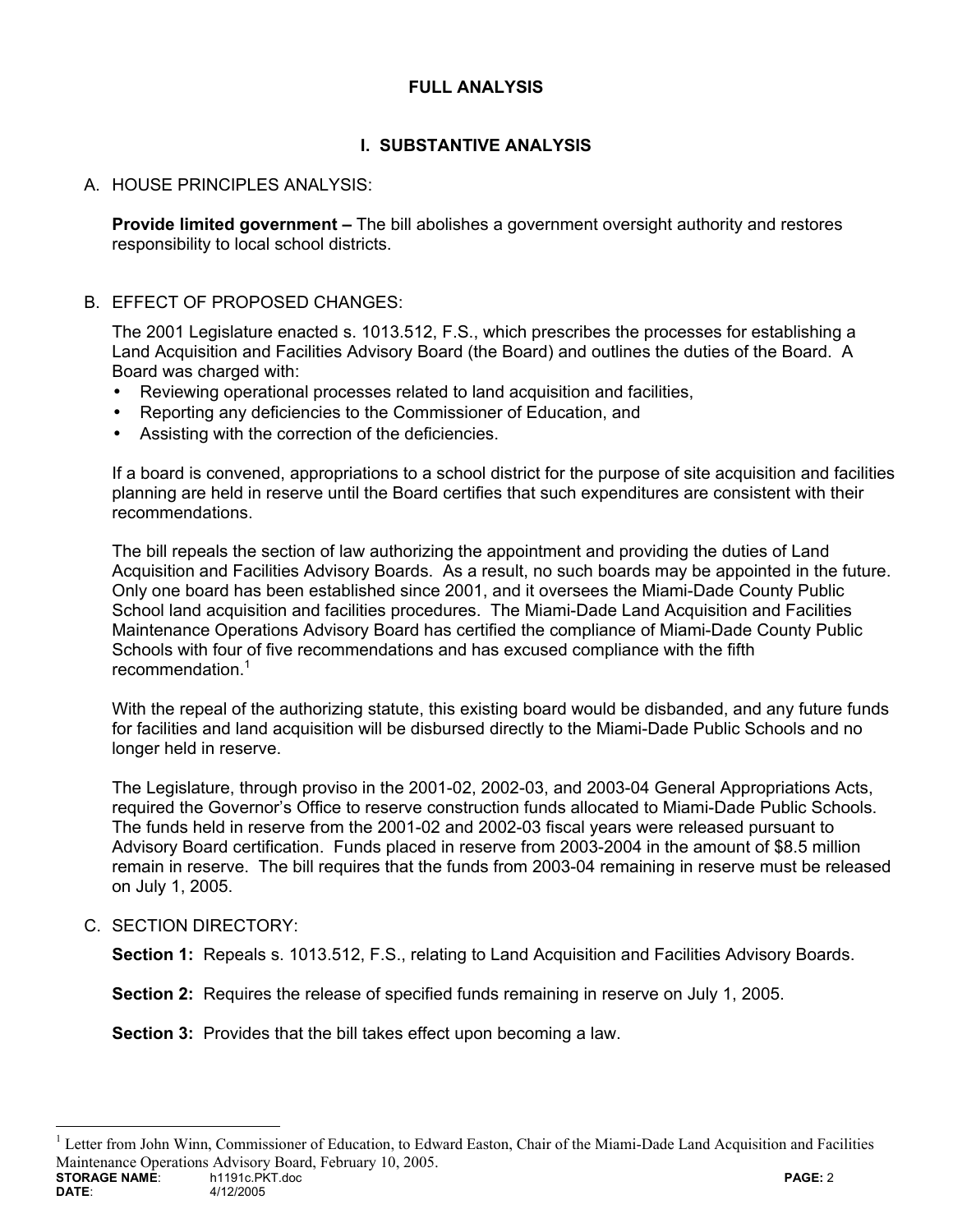# FULL ANALYSIS

## I. SUBSTANTIVE ANALYSIS

### A. HOUSE PRINCIPLES ANALYSIS:

**Provide limited government –** The bill abolishes a government oversight authority and restores responsibility to local school districts.

### B. EFFECT OF PROPOSED CHANGES:

The 2001 Legislature enacted s. 1013.512, F.S., which prescribes the processes for establishing a Land Acquisition and Facilities Advisory Board (the Board) and outlines the duties of the Board. A Board was charged with:

- Reviewing operational processes related to land acquisition and facilities,
- Reporting any deficiencies to the Commissioner of Education, and
- Assisting with the correction of the deficiencies.

If a board is convened, appropriations to a school district for the purpose of site acquisition and facilities planning are held in reserve until the Board certifies that such expenditures are consistent with their recommendations.

The bill repeals the section of law authorizing the appointment and providing the duties of Land Acquisition and Facilities Advisory Boards. As a result, no such boards may be appointed in the future. Only one board has been established since 2001, and it oversees the Miami-Dade County Public School land acquisition and facilities procedures. The Miami-Dade Land Acquisition and Facilities Maintenance Operations Advisory Board has certified the compliance of Miami-Dade County Public Schools with four of five recommendations and has excused compliance with the fifth recommendation.[1]

With the repeal of the authorizing statute, this existing board would be disbanded, and any future funds for facilities and land acquisition will be disbursed directly to the Miami-Dade Public Schools and no longer held in reserve.

The Legislature, through proviso in the 2001-02, 2002-03, and 2003-04 General Appropriations Acts, required the Governor's Office to reserve construction funds allocated to Miami-Dade Public Schools. The funds held in reserve from the 2001-02 and 2002-03 fiscal years were released pursuant to Advisory Board certification. Funds placed in reserve from 2003-2004 in the amount of $8.5 million remain in reserve. The bill requires that the funds from 2003-04 remaining in reserve must be released on July 1, 2005.

### C. SECTION DIRECTORY:

**Section 1:** Repeals s. 1013.512, F.S., relating to Land Acquisition and Facilities Advisory Boards.

**Section 2:** Requires the release of specified funds remaining in reserve on July 1, 2005.

**Section 3:** Provides that the bill takes effect upon becoming a law.

---

[1] Letter from John Winn, Commissioner of Education, to Edward Easton, Chair of the Miami-Dade Land Acquisition and Facilities Maintenance Operations Advisory Board, February 10, 2005.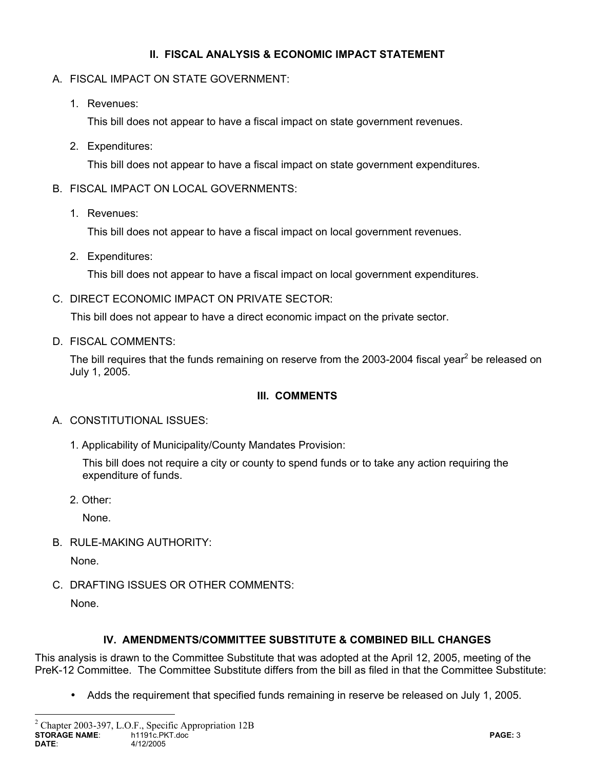## II. FISCAL ANALYSIS & ECONOMIC IMPACT STATEMENT

A. FISCAL IMPACT ON STATE GOVERNMENT:

1. Revenues:

   This bill does not appear to have a fiscal impact on state government revenues.

2. Expenditures:

   This bill does not appear to have a fiscal impact on state government expenditures.

B. FISCAL IMPACT ON LOCAL GOVERNMENTS:

1. Revenues:

   This bill does not appear to have a fiscal impact on local government revenues.

2. Expenditures:

   This bill does not appear to have a fiscal impact on local government expenditures.

C. DIRECT ECONOMIC IMPACT ON PRIVATE SECTOR:

   This bill does not appear to have a direct economic impact on the private sector.

D. FISCAL COMMENTS:

   The bill requires that the funds remaining on reserve from the 2003-2004 fiscal year[2] be released on July 1, 2005.

## III. COMMENTS

A. CONSTITUTIONAL ISSUES:

1. Applicability of Municipality/County Mandates Provision:

   This bill does not require a city or county to spend funds or to take any action requiring the expenditure of funds.

2. Other:

   None.

B. RULE-MAKING AUTHORITY:

   None.

C. DRAFTING ISSUES OR OTHER COMMENTS:

   None.

## IV. AMENDMENTS/COMMITTEE SUBSTITUTE & COMBINED BILL CHANGES

This analysis is drawn to the Committee Substitute that was adopted at the April 12, 2005, meeting of the PreK-12 Committee. The Committee Substitute differs from the bill as filed in that the Committee Substitute:

- Adds the requirement that specified funds remaining in reserve be released on July 1, 2005.

[2] Chapter 2003-397, L.O.F., Specific Appropriation 12B